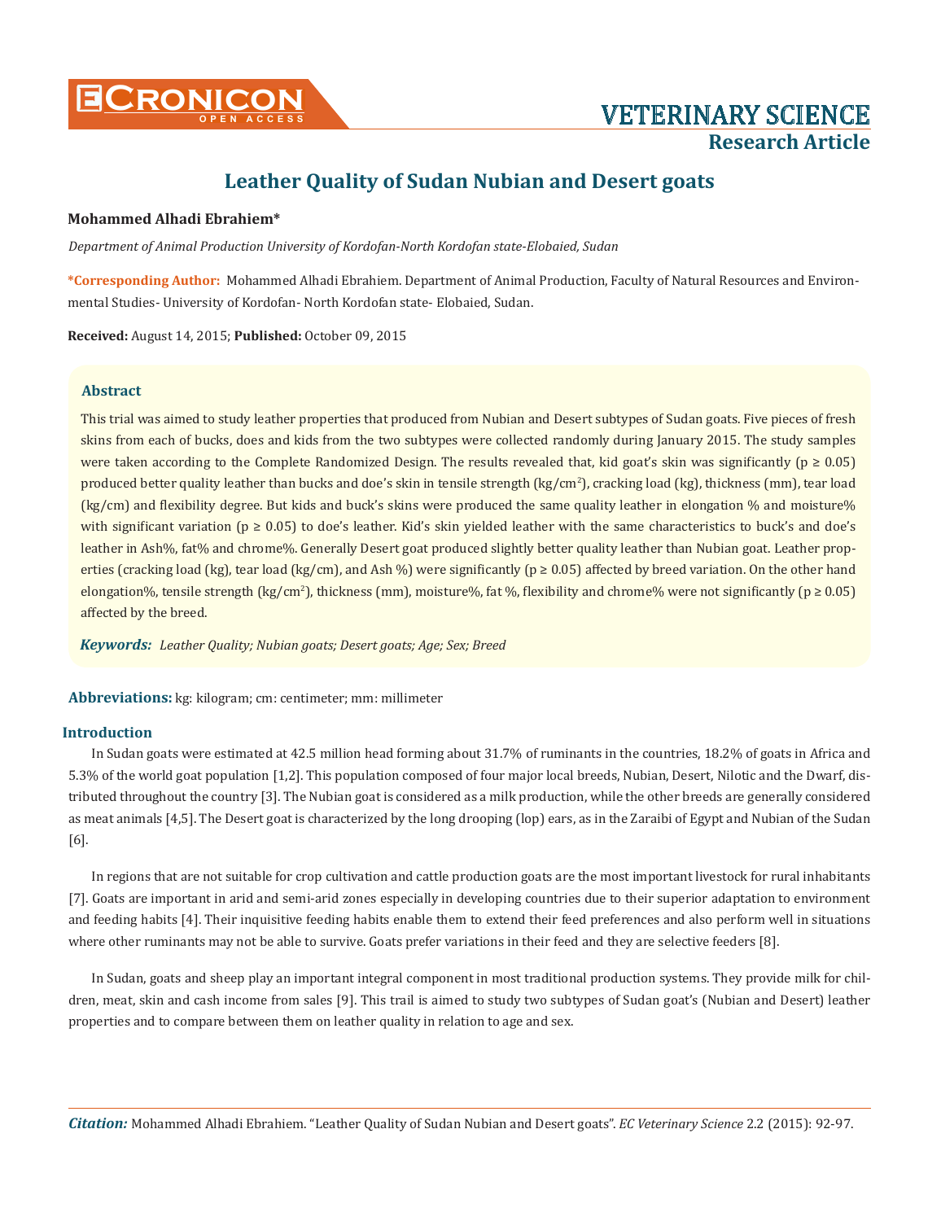# Leather Quality of Sudan Nubian and Desert goats

**Mohammed Alhadi Ebrahiem***

*Department of Animal Production University of Kordofan-North Kordofan state-Elobaied, Sudan*

**\*Corresponding Author:** Mohammed Alhadi Ebrahiem. Department of Animal Production, Faculty of Natural Resources and Environmental Studies- University of Kordofan- North Kordofan state- Elobaied, Sudan.

**Received:** August 14, 2015; **Published:** October 09, 2015

## Abstract

This trial was aimed to study leather properties that produced from Nubian and Desert subtypes of Sudan goats. Five pieces of fresh skins from each of bucks, does and kids from the two subtypes were collected randomly during January 2015. The study samples were taken according to the Complete Randomized Design. The results revealed that, kid goat's skin was significantly ($p \geq 0.05$) produced better quality leather than bucks and doe's skin in tensile strength (kg/cm$^2$), cracking load (kg), thickness (mm), tear load (kg/cm) and flexibility degree. But kids and buck's skins were produced the same quality leather in elongation % and moisture% with significant variation ($p \geq 0.05$) to doe's leather. Kid's skin yielded leather with the same characteristics to buck's and doe's leather in Ash%, fat% and chrome%. Generally Desert goat produced slightly better quality leather than Nubian goat. Leather properties (cracking load (kg), tear load (kg/cm), and Ash %) were significantly ($p \geq 0.05$) affected by breed variation. On the other hand elongation%, tensile strength (kg/cm$^2$), thickness (mm), moisture%, fat %, flexibility and chrome% were not significantly ($p \geq 0.05$) affected by the breed.

***Keywords:*** *Leather Quality; Nubian goats; Desert goats; Age; Sex; Breed*

**Abbreviations:** kg: kilogram; cm: centimeter; mm: millimeter

## Introduction

In Sudan goats were estimated at 42.5 million head forming about 31.7% of ruminants in the countries, 18.2% of goats in Africa and 5.3% of the world goat population [1,2]. This population composed of four major local breeds, Nubian, Desert, Nilotic and the Dwarf, distributed throughout the country [3]. The Nubian goat is considered as a milk production, while the other breeds are generally considered as meat animals [4,5]. The Desert goat is characterized by the long drooping (lop) ears, as in the Zaraibi of Egypt and Nubian of the Sudan [6].

In regions that are not suitable for crop cultivation and cattle production goats are the most important livestock for rural inhabitants [7]. Goats are important in arid and semi-arid zones especially in developing countries due to their superior adaptation to environment and feeding habits [4]. Their inquisitive feeding habits enable them to extend their feed preferences and also perform well in situations where other ruminants may not be able to survive. Goats prefer variations in their feed and they are selective feeders [8].

In Sudan, goats and sheep play an important integral component in most traditional production systems. They provide milk for children, meat, skin and cash income from sales [9]. This trail is aimed to study two subtypes of Sudan goat's (Nubian and Desert) leather properties and to compare between them on leather quality in relation to age and sex.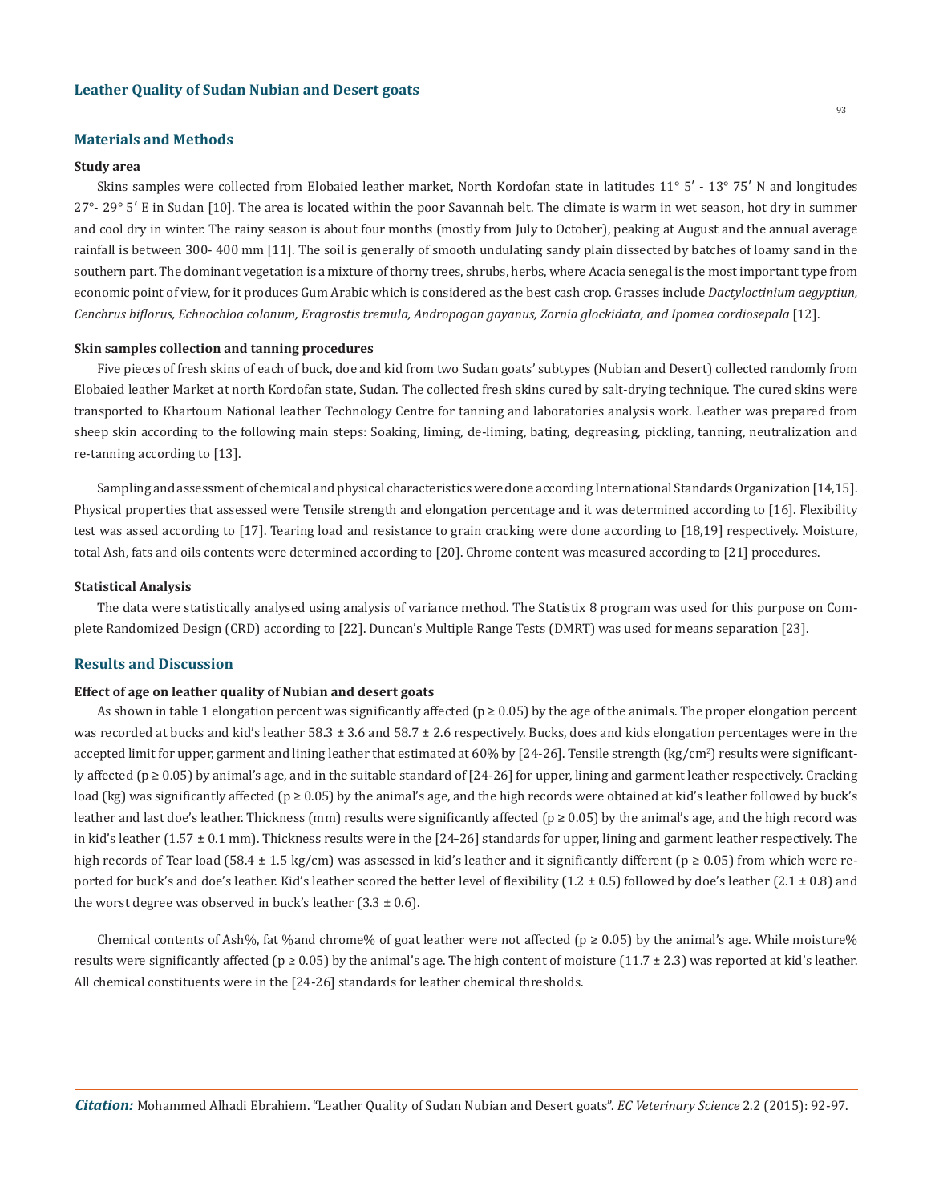## Materials and Methods

### Study area

Skins samples were collected from Elobaied leather market, North Kordofan state in latitudes 11° 5′ - 13° 75′ N and longitudes 27°- 29° 5′ E in Sudan [10]. The area is located within the poor Savannah belt. The climate is warm in wet season, hot dry in summer and cool dry in winter. The rainy season is about four months (mostly from July to October), peaking at August and the annual average rainfall is between 300- 400 mm [11]. The soil is generally of smooth undulating sandy plain dissected by batches of loamy sand in the southern part. The dominant vegetation is a mixture of thorny trees, shrubs, herbs, where Acacia senegal is the most important type from economic point of view, for it produces Gum Arabic which is considered as the best cash crop. Grasses include *Dactyloctinium aegyptiun, Cenchrus biflorus, Echnochloa colonum, Eragrostis tremula, Andropogon gayanus, Zornia glockidata, and Ipomea cordiosepala* [12].

### Skin samples collection and tanning procedures

Five pieces of fresh skins of each of buck, doe and kid from two Sudan goats' subtypes (Nubian and Desert) collected randomly from Elobaied leather Market at north Kordofan state, Sudan. The collected fresh skins cured by salt-drying technique. The cured skins were transported to Khartoum National leather Technology Centre for tanning and laboratories analysis work. Leather was prepared from sheep skin according to the following main steps: Soaking, liming, de-liming, bating, degreasing, pickling, tanning, neutralization and re-tanning according to [13].

Sampling and assessment of chemical and physical characteristics were done according International Standards Organization [14,15]. Physical properties that assessed were Tensile strength and elongation percentage and it was determined according to [16]. Flexibility test was assed according to [17]. Tearing load and resistance to grain cracking were done according to [18,19] respectively. Moisture, total Ash, fats and oils contents were determined according to [20]. Chrome content was measured according to [21] procedures.

### Statistical Analysis

The data were statistically analysed using analysis of variance method. The Statistix 8 program was used for this purpose on Complete Randomized Design (CRD) according to [22]. Duncan's Multiple Range Tests (DMRT) was used for means separation [23].

## Results and Discussion

### Effect of age on leather quality of Nubian and desert goats

As shown in table 1 elongation percent was significantly affected ($p \geq 0.05$) by the age of the animals. The proper elongation percent was recorded at bucks and kid's leather 58.3 ± 3.6 and 58.7 ± 2.6 respectively. Bucks, does and kids elongation percentages were in the accepted limit for upper, garment and lining leather that estimated at 60% by [24-26]. Tensile strength (kg/cm$^2$) results were significantly affected ($p \geq 0.05$) by animal's age, and in the suitable standard of [24-26] for upper, lining and garment leather respectively. Cracking load (kg) was significantly affected ($p \geq 0.05$) by the animal's age, and the high records were obtained at kid's leather followed by buck's leather and last doe's leather. Thickness (mm) results were significantly affected ($p \geq 0.05$) by the animal's age, and the high record was in kid's leather (1.57 ± 0.1 mm). Thickness results were in the [24-26] standards for upper, lining and garment leather respectively. The high records of Tear load (58.4 ± 1.5 kg/cm) was assessed in kid's leather and it significantly different ($p \geq 0.05$) from which were reported for buck's and doe's leather. Kid's leather scored the better level of flexibility (1.2 ± 0.5) followed by doe's leather (2.1 ± 0.8) and the worst degree was observed in buck's leather (3.3 ± 0.6).

Chemical contents of Ash%, fat %and chrome% of goat leather were not affected ($p \geq 0.05$) by the animal's age. While moisture% results were significantly affected ($p \geq 0.05$) by the animal's age. The high content of moisture (11.7 ± 2.3) was reported at kid's leather. All chemical constituents were in the [24-26] standards for leather chemical thresholds.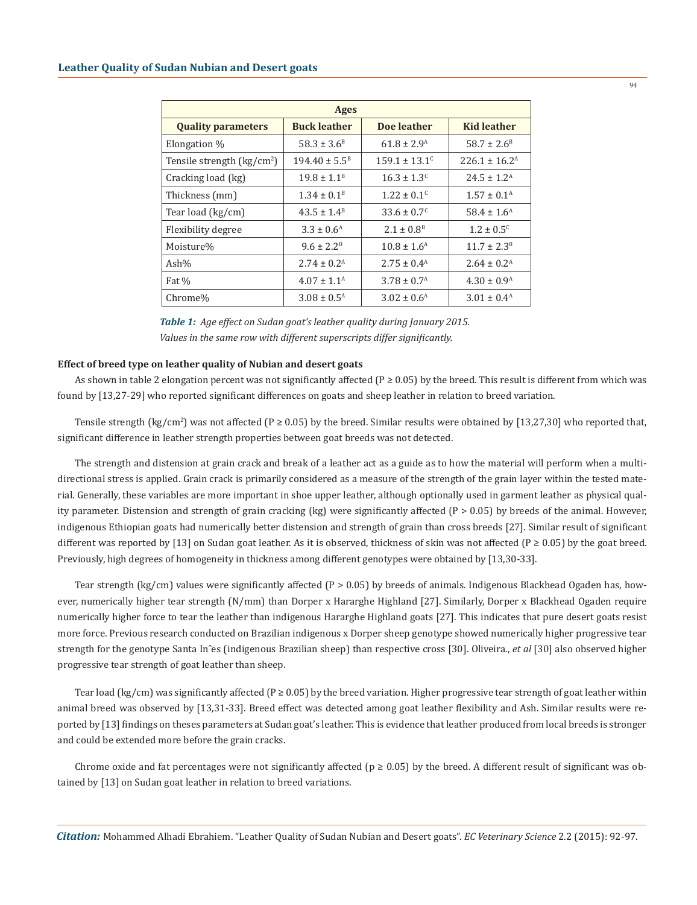| Ages | | | |
| --- | --- | --- | --- |
| **Quality parameters** | **Buck leather** | **Doe leather** | **Kid leather** |
| Elongation % | $58.3 \pm 3.6^{B}$ | $61.8 \pm 2.9^{A}$ | $58.7 \pm 2.6^{B}$ |
| Tensile strength (kg/cm$^2$) | $194.40 \pm 5.5^{B}$ | $159.1 \pm 13.1^{C}$ | $226.1 \pm 16.2^{A}$ |
| Cracking load (kg) | $19.8 \pm 1.1^{B}$ | $16.3 \pm 1.3^{C}$ | $24.5 \pm 1.2^{A}$ |
| Thickness (mm) | $1.34 \pm 0.1^{B}$ | $1.22 \pm 0.1^{C}$ | $1.57 \pm 0.1^{A}$ |
| Tear load (kg/cm) | $43.5 \pm 1.4^{B}$ | $33.6 \pm 0.7^{C}$ | $58.4 \pm 1.6^{A}$ |
| Flexibility degree | $3.3 \pm 0.6^{A}$ | $2.1 \pm 0.8^{B}$ | $1.2 \pm 0.5^{C}$ |
| Moisture% | $9.6 \pm 2.2^{B}$ | $10.8 \pm 1.6^{A}$ | $11.7 \pm 2.3^{B}$ |
| Ash% | $2.74 \pm 0.2^{A}$ | $2.75 \pm 0.4^{A}$ | $2.64 \pm 0.2^{A}$ |
| Fat % | $4.07 \pm 1.1^{A}$ | $3.78 \pm 0.7^{A}$ | $4.30 \pm 0.9^{A}$ |
| Chrome% | $3.08 \pm 0.5^{A}$ | $3.02 \pm 0.6^{A}$ | $3.01 \pm 0.4^{A}$ |

***Table 1:*** *Age effect on Sudan goat's leather quality during January 2015.*
*Values in the same row with different superscripts differ significantly.*

### Effect of breed type on leather quality of Nubian and desert goats

As shown in table 2 elongation percent was not significantly affected ($P \geq 0.05$) by the breed. This result is different from which was found by [13,27-29] who reported significant differences on goats and sheep leather in relation to breed variation.

Tensile strength (kg/cm$^2$) was not affected ($P \geq 0.05$) by the breed. Similar results were obtained by [13,27,30] who reported that, significant difference in leather strength properties between goat breeds was not detected.

The strength and distension at grain crack and break of a leather act as a guide as to how the material will perform when a multi-directional stress is applied. Grain crack is primarily considered as a measure of the strength of the grain layer within the tested material. Generally, these variables are more important in shoe upper leather, although optionally used in garment leather as physical quality parameter. Distension and strength of grain cracking (kg) were significantly affected ($P > 0.05$) by breeds of the animal. However, indigenous Ethiopian goats had numerically better distension and strength of grain than cross breeds [27]. Similar result of significant different was reported by [13] on Sudan goat leather. As it is observed, thickness of skin was not affected ($P \geq 0.05$) by the goat breed. Previously, high degrees of homogeneity in thickness among different genotypes were obtained by [13,30-33].

Tear strength (kg/cm) values were significantly affected ($P > 0.05$) by breeds of animals. Indigenous Blackhead Ogaden has, however, numerically higher tear strength (N/mm) than Dorper x Hararghe Highland [27]. Similarly, Dorper x Blackhead Ogaden require numerically higher force to tear the leather than indigenous Hararghe Highland goats [27]. This indicates that pure desert goats resist more force. Previous research conducted on Brazilian indigenous x Dorper sheep genotype showed numerically higher progressive tear strength for the genotype Santa Inˆes (indigenous Brazilian sheep) than respective cross [30]. Oliveira., *et al* [30] also observed higher progressive tear strength of goat leather than sheep.

Tear load (kg/cm) was significantly affected ($P \geq 0.05$) by the breed variation. Higher progressive tear strength of goat leather within animal breed was observed by [13,31-33]. Breed effect was detected among goat leather flexibility and Ash. Similar results were reported by [13] findings on theses parameters at Sudan goat's leather. This is evidence that leather produced from local breeds is stronger and could be extended more before the grain cracks.

Chrome oxide and fat percentages were not significantly affected ($p \geq 0.05$) by the breed. A different result of significant was obtained by [13] on Sudan goat leather in relation to breed variations.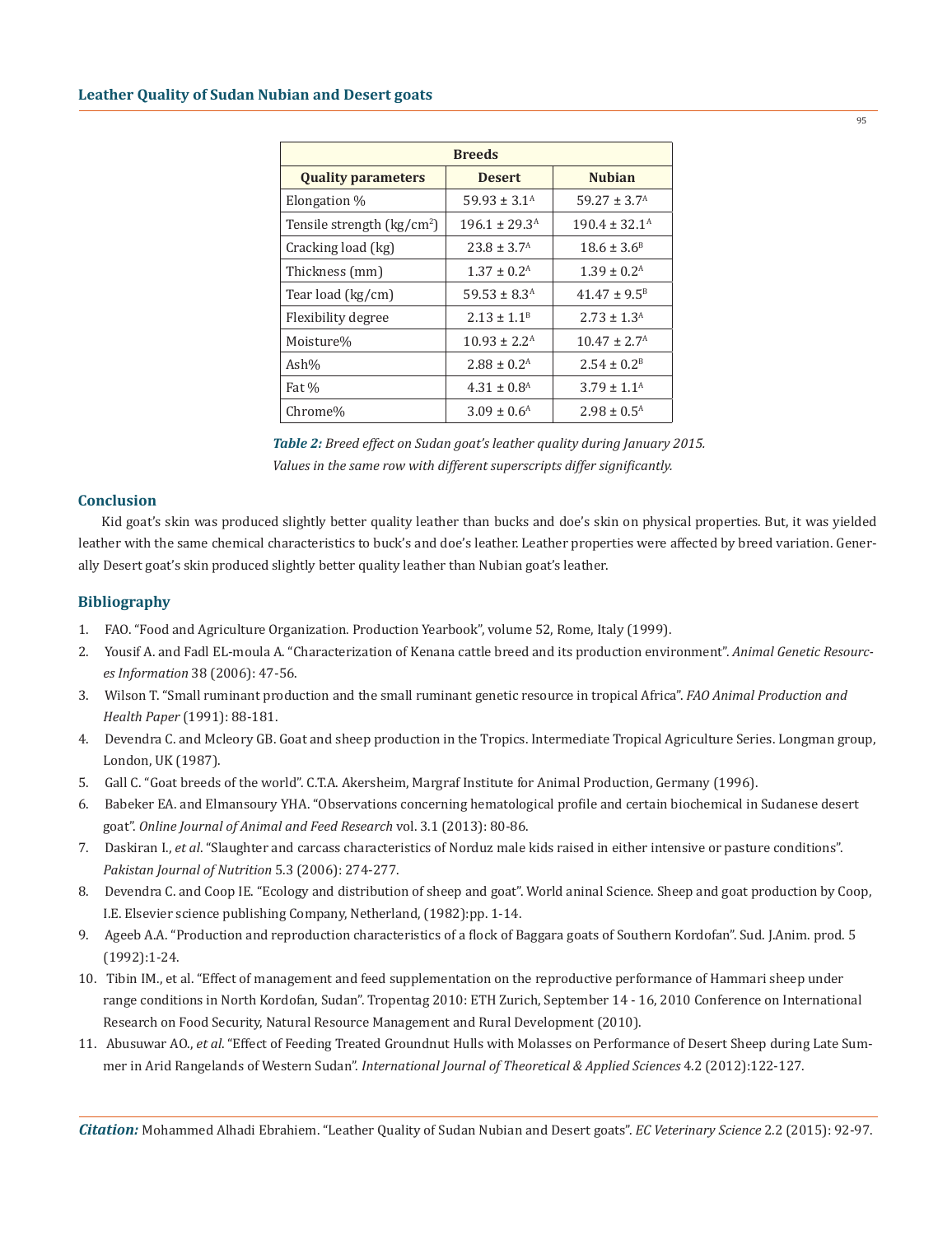| Breeds | | |
|---|---|---|
| **Quality parameters** | **Desert** | **Nubian** |
| Elongation % | 59.93 ± 3.1$^{A}$ | 59.27 ± 3.7$^{A}$ |
| Tensile strength (kg/cm$^{2}$) | 196.1 ± 29.3$^{A}$ | 190.4 ± 32.1$^{A}$ |
| Cracking load (kg) | 23.8 ± 3.7$^{A}$ | 18.6 ± 3.6$^{B}$ |
| Thickness (mm) | 1.37 ± 0.2$^{A}$ | 1.39 ± 0.2$^{A}$ |
| Tear load (kg/cm) | 59.53 ± 8.3$^{A}$ | 41.47 ± 9.5$^{B}$ |
| Flexibility degree | 2.13 ± 1.1$^{B}$ | 2.73 ± 1.3$^{A}$ |
| Moisture% | 10.93 ± 2.2$^{A}$ | 10.47 ± 2.7$^{A}$ |
| Ash% | 2.88 ± 0.2$^{A}$ | 2.54 ± 0.2$^{B}$ |
| Fat % | 4.31 ± 0.8$^{A}$ | 3.79 ± 1.1$^{A}$ |
| Chrome% | 3.09 ± 0.6$^{A}$ | 2.98 ± 0.5$^{A}$ |

***Table 2:*** *Breed effect on Sudan goat's leather quality during January 2015.*
*Values in the same row with different superscripts differ significantly.*

## Conclusion

Kid goat's skin was produced slightly better quality leather than bucks and doe's skin on physical properties. But, it was yielded leather with the same chemical characteristics to buck's and doe's leather. Leather properties were affected by breed variation. Generally Desert goat's skin produced slightly better quality leather than Nubian goat's leather.

## Bibliography

1. FAO. "Food and Agriculture Organization. Production Yearbook", volume 52, Rome, Italy (1999).
2. Yousif A. and Fadl EL-moula A. "Characterization of Kenana cattle breed and its production environment". *Animal Genetic Resources Information* 38 (2006): 47-56.
3. Wilson T. "Small ruminant production and the small ruminant genetic resource in tropical Africa". *FAO Animal Production and Health Paper* (1991): 88-181.
4. Devendra C. and Mcleory GB. Goat and sheep production in the Tropics. Intermediate Tropical Agriculture Series. Longman group, London, UK (1987).
5. Gall C. "Goat breeds of the world". C.T.A. Akersheim, Margraf Institute for Animal Production, Germany (1996).
6. Babeker EA. and Elmansoury YHA. "Observations concerning hematological profile and certain biochemical in Sudanese desert goat". *Online Journal of Animal and Feed Research* vol. 3.1 (2013): 80-86.
7. Daskiran I., *et al*. "Slaughter and carcass characteristics of Norduz male kids raised in either intensive or pasture conditions". *Pakistan Journal of Nutrition* 5.3 (2006): 274-277.
8. Devendra C. and Coop IE. "Ecology and distribution of sheep and goat". World aninal Science. Sheep and goat production by Coop, I.E. Elsevier science publishing Company, Netherland, (1982):pp. 1-14.
9. Ageeb A.A. "Production and reproduction characteristics of a flock of Baggara goats of Southern Kordofan". Sud. J.Anim. prod. 5 (1992):1-24.
10. Tibin IM., et al. "Effect of management and feed supplementation on the reproductive performance of Hammari sheep under range conditions in North Kordofan, Sudan". Tropentag 2010: ETH Zurich, September 14 - 16, 2010 Conference on International Research on Food Security, Natural Resource Management and Rural Development (2010).
11. Abusuwar AO., *et al*. "Effect of Feeding Treated Groundnut Hulls with Molasses on Performance of Desert Sheep during Late Summer in Arid Rangelands of Western Sudan". *International Journal of Theoretical & Applied Sciences* 4.2 (2012):122-127.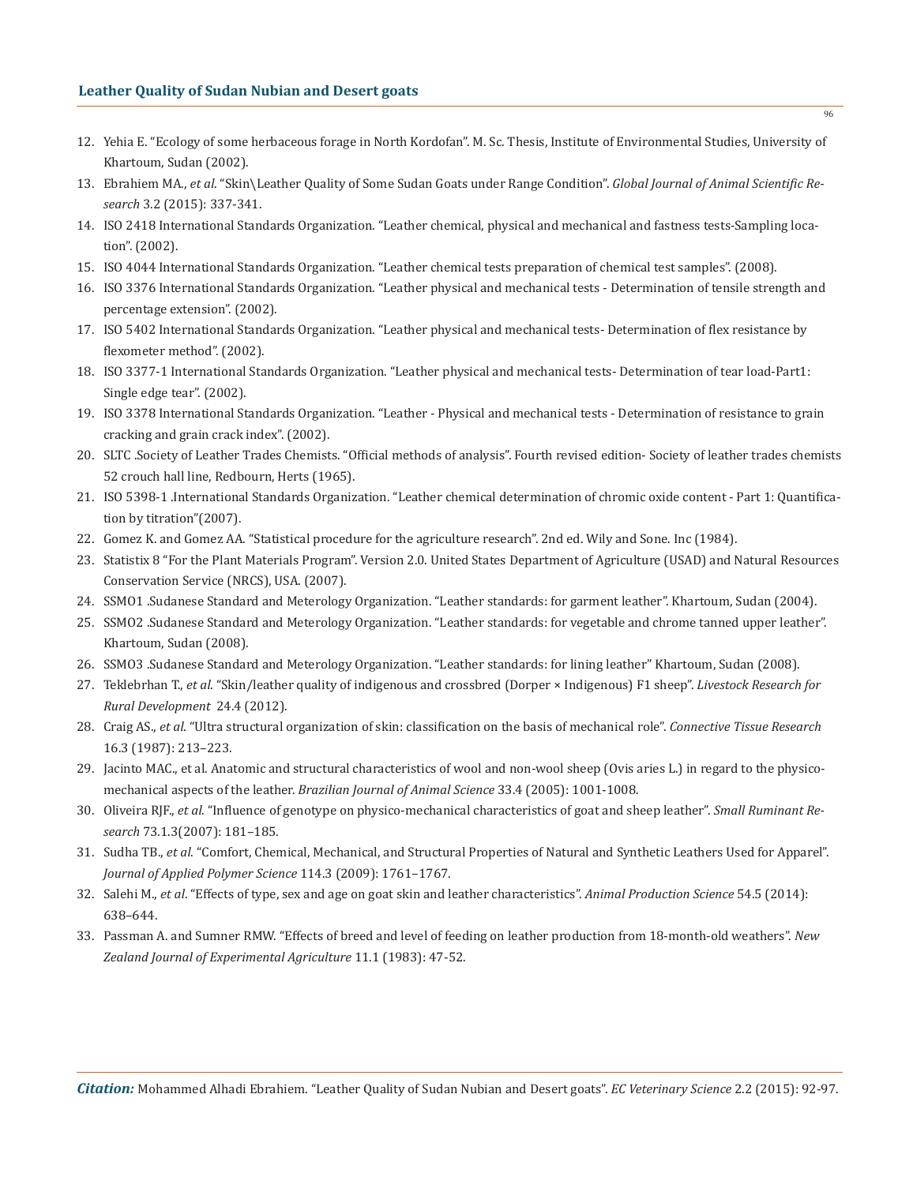12. Yehia E. "Ecology of some herbaceous forage in North Kordofan". M. Sc. Thesis, Institute of Environmental Studies, University of Khartoum, Sudan (2002).
13. Ebrahiem MA., *et al*. "Skin\Leather Quality of Some Sudan Goats under Range Condition". *Global Journal of Animal Scientific Research* 3.2 (2015): 337-341.
14. ISO 2418 International Standards Organization. "Leather chemical, physical and mechanical and fastness tests-Sampling location". (2002).
15. ISO 4044 International Standards Organization. "Leather chemical tests preparation of chemical test samples". (2008).
16. ISO 3376 International Standards Organization. "Leather physical and mechanical tests - Determination of tensile strength and percentage extension". (2002).
17. ISO 5402 International Standards Organization. "Leather physical and mechanical tests- Determination of flex resistance by flexometer method". (2002).
18. ISO 3377-1 International Standards Organization. "Leather physical and mechanical tests- Determination of tear load-Part1: Single edge tear". (2002).
19. ISO 3378 International Standards Organization. "Leather - Physical and mechanical tests - Determination of resistance to grain cracking and grain crack index". (2002).
20. SLTC .Society of Leather Trades Chemists. "Official methods of analysis". Fourth revised edition- Society of leather trades chemists 52 crouch hall line, Redbourn, Herts (1965).
21. ISO 5398-1 .International Standards Organization. "Leather chemical determination of chromic oxide content - Part 1: Quantification by titration"(2007).
22. Gomez K. and Gomez AA. "Statistical procedure for the agriculture research". 2nd ed. Wily and Sone. Inc (1984).
23. Statistix 8 "For the Plant Materials Program". Version 2.0. United States Department of Agriculture (USAD) and Natural Resources Conservation Service (NRCS), USA. (2007).
24. SSMO1 .Sudanese Standard and Meterology Organization. "Leather standards: for garment leather". Khartoum, Sudan (2004).
25. SSMO2 .Sudanese Standard and Meterology Organization. "Leather standards: for vegetable and chrome tanned upper leather". Khartoum, Sudan (2008).
26. SSMO3 .Sudanese Standard and Meterology Organization. "Leather standards: for lining leather" Khartoum, Sudan (2008).
27. Teklebrhan T., *et al*. "Skin/leather quality of indigenous and crossbred (Dorper × Indigenous) F1 sheep". *Livestock Research for Rural Development* 24.4 (2012).
28. Craig AS., *et al*. "Ultra structural organization of skin: classification on the basis of mechanical role". *Connective Tissue Research* 16.3 (1987): 213–223.
29. Jacinto MAC., et al. Anatomic and structural characteristics of wool and non-wool sheep (Ovis aries L.) in regard to the physico-mechanical aspects of the leather. *Brazilian Journal of Animal Science* 33.4 (2005): 1001-1008.
30. Oliveira RJF., *et al*. "Influence of genotype on physico-mechanical characteristics of goat and sheep leather". *Small Ruminant Research* 73.1.3(2007): 181–185.
31. Sudha TB., *et al*. "Comfort, Chemical, Mechanical, and Structural Properties of Natural and Synthetic Leathers Used for Apparel". *Journal of Applied Polymer Science* 114.3 (2009): 1761–1767.
32. Salehi M., *et al*. "Effects of type, sex and age on goat skin and leather characteristics". *Animal Production Science* 54.5 (2014): 638–644.
33. Passman A. and Sumner RMW. "Effects of breed and level of feeding on leather production from 18-month-old weathers". *New Zealand Journal of Experimental Agriculture* 11.1 (1983): 47-52.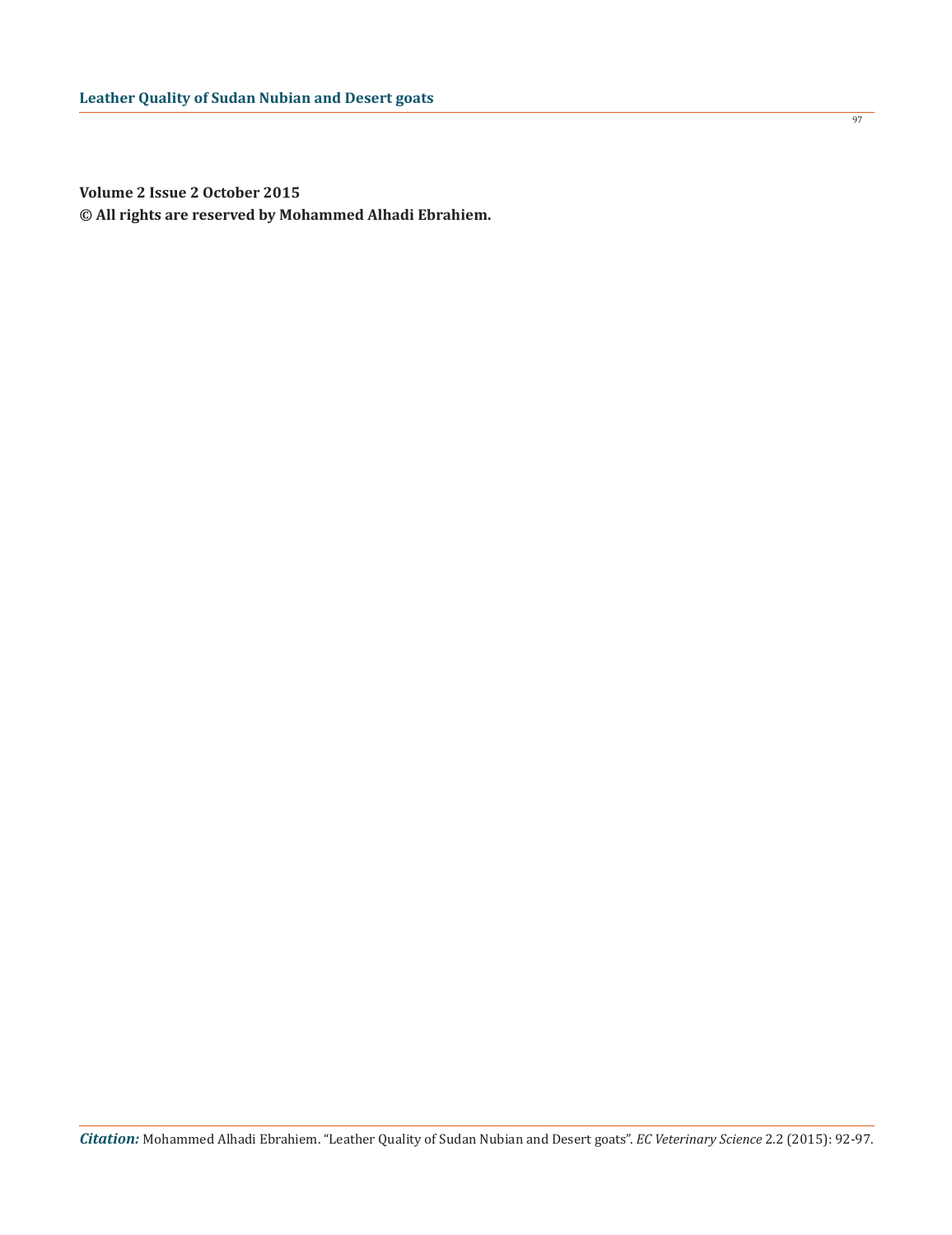**Volume 2 Issue 2 October 2015**
**© All rights are reserved by Mohammed Alhadi Ebrahiem.**